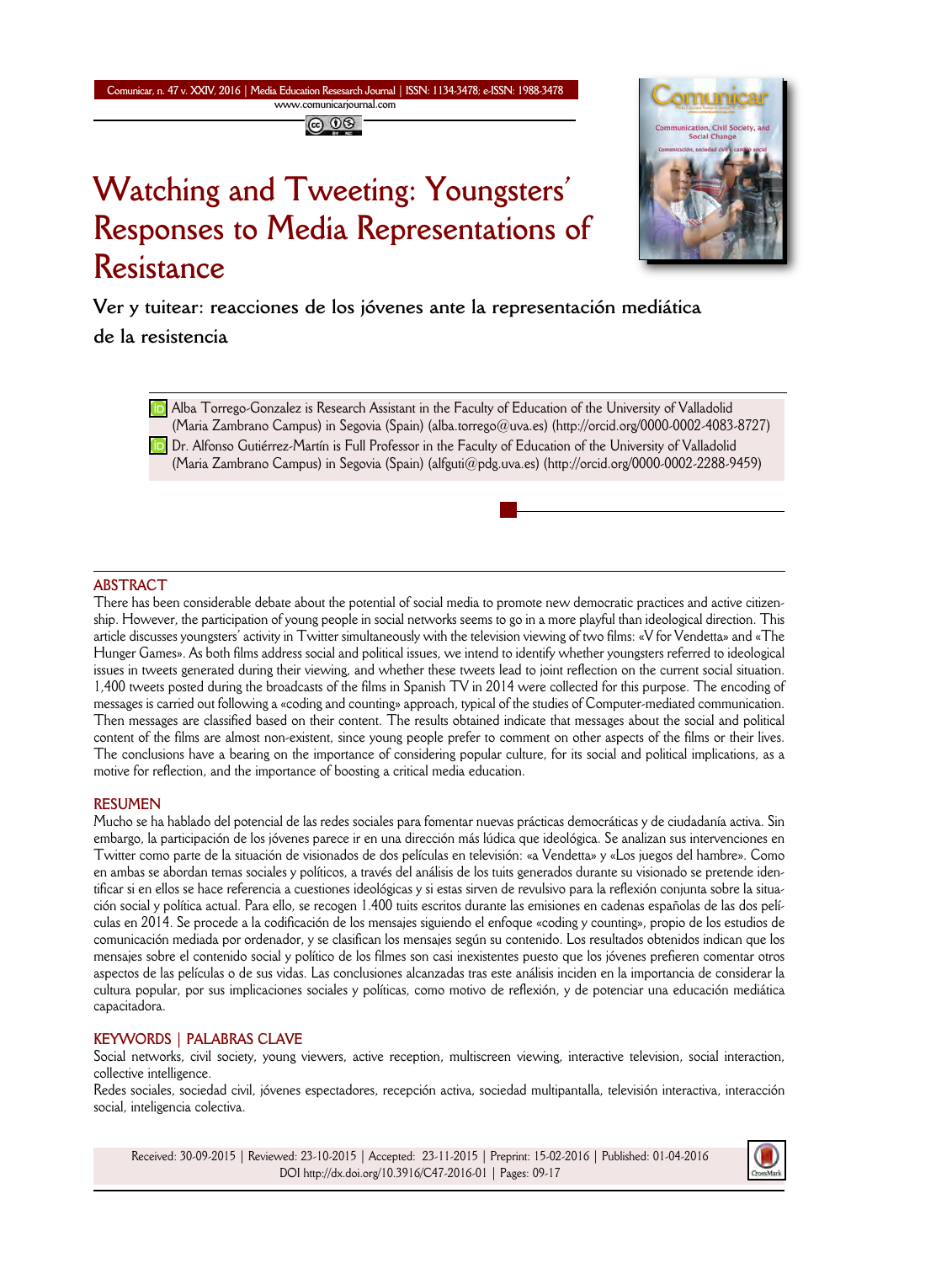# Watching and Tweeting: Youngsters' Responses to Media Representations of Resistance

## Ver y tuitear: reacciones de los jóvenes ante la representación mediática de la resistencia

Alba Torrego-Gonzalez is Research Assistant in the Faculty of Education of the University of Valladolid (Maria Zambrano Campus) in Segovia (Spain) (alba.torrego@uva.es) (http://orcid.org/0000-0002-4083-8727)

Dr. Alfonso Gutiérrez-Martín is Full Professor in the Faculty of Education of the University of Valladolid (Maria Zambrano Campus) in Segovia (Spain) (alfguti@pdg.uva.es) (http://orcid.org/0000-0002-2288-9459)

### ABSTRACT

There has been considerable debate about the potential of social media to promote new democratic practices and active citizenship. However, the participation of young people in social networks seems to go in a more playful than ideological direction. This article discusses youngsters' activity in Twitter simultaneously with the television viewing of two films: «V for Vendetta» and «The Hunger Games». As both films address social and political issues, we intend to identify whether youngsters referred to ideological issues in tweets generated during their viewing, and whether these tweets lead to joint reflection on the current social situation. 1,400 tweets posted during the broadcasts of the films in Spanish TV in 2014 were collected for this purpose. The encoding of messages is carried out following a «coding and counting» approach, typical of the studies of Computer-mediated communication. Then messages are classified based on their content. The results obtained indicate that messages about the social and political content of the films are almost non-existent, since young people prefer to comment on other aspects of the films or their lives. The conclusions have a bearing on the importance of considering popular culture, for its social and political implications, as a motive for reflection, and the importance of boosting a critical media education.

### RESUMEN

Mucho se ha hablado del potencial de las redes sociales para fomentar nuevas prácticas democráticas y de ciudadanía activa. Sin embargo, la participación de los jóvenes parece ir en una dirección más lúdica que ideológica. Se analizan sus intervenciones en Twitter como parte de la situación de visionados de dos películas en televisión: «a Vendetta» y «Los juegos del hambre». Como en ambas se abordan temas sociales y políticos, a través del análisis de los tuits generados durante su visionado se pretende identificar si en ellos se hace referencia a cuestiones ideológicas y si estas sirven de revulsivo para la reflexión conjunta sobre la situación social y política actual. Para ello, se recogen 1.400 tuits escritos durante las emisiones en cadenas españolas de las dos películas en 2014. Se procede a la codificación de los mensajes siguiendo el enfoque «coding y counting», propio de los estudios de comunicación mediada por ordenador, y se clasifican los mensajes según su contenido. Los resultados obtenidos indican que los mensajes sobre el contenido social y político de los filmes son casi inexistentes puesto que los jóvenes prefieren comentar otros aspectos de las películas o de sus vidas. Las conclusiones alcanzadas tras este análisis inciden en la importancia de considerar la cultura popular, por sus implicaciones sociales y políticas, como motivo de reflexión, y de potenciar una educación mediática capacitadora.

### KEYWORDS | PALABRAS CLAVE

Social networks, civil society, young viewers, active reception, multiscreen viewing, interactive television, social interaction, collective intelligence.

Redes sociales, sociedad civil, jóvenes espectadores, recepción activa, sociedad multipantalla, televisión interactiva, interacción social, inteligencia colectiva.

Received: 30-09-2015 | Reviewed: 23-10-2015 | Accepted: 23-11-2015 | Preprint: 15-02-2016 | Published: 01-04-2016
DOI http://dx.doi.org/10.3916/C47-2016-01 | Pages: 09-17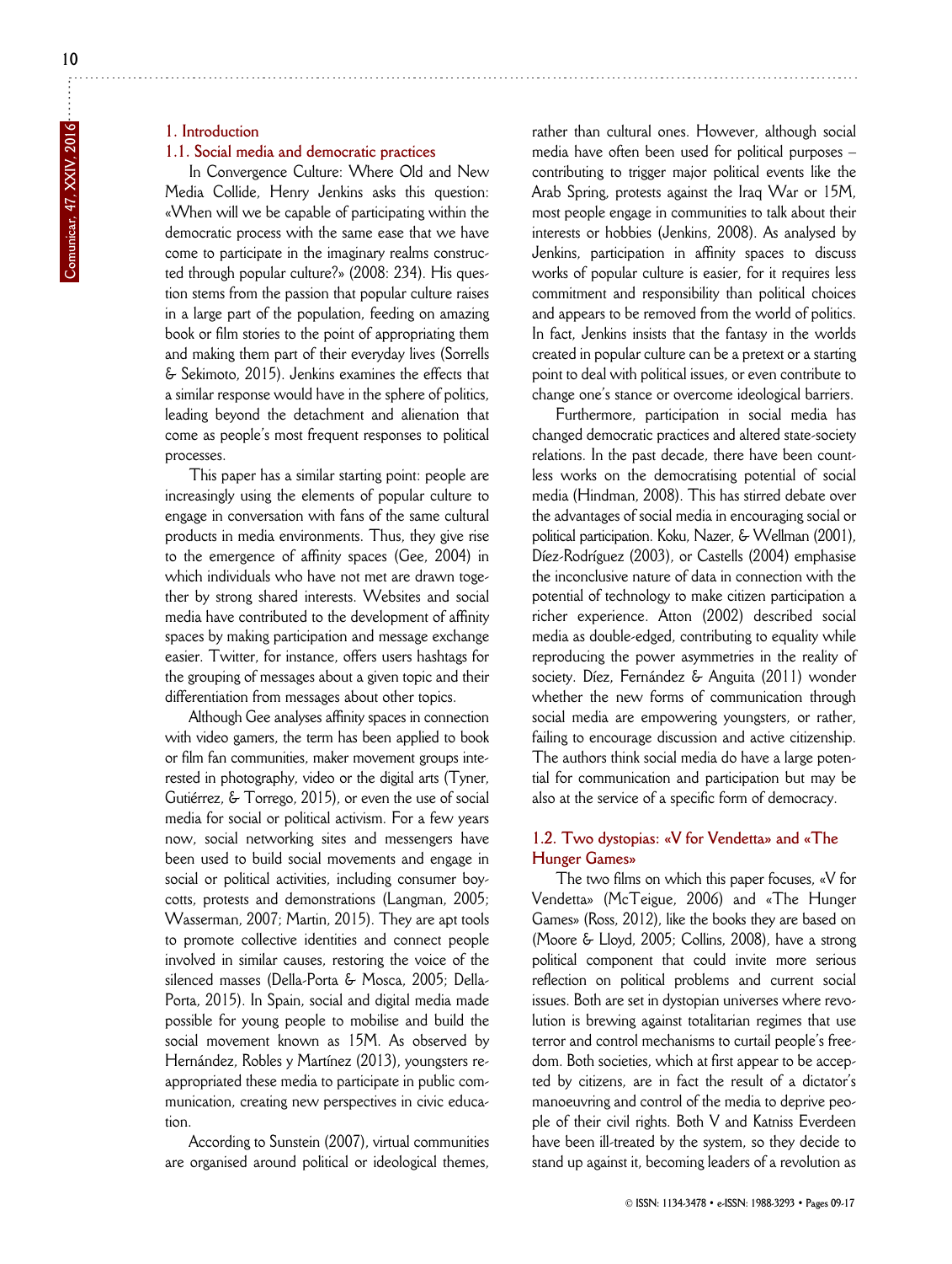## 1. Introduction

### 1.1. Social media and democratic practices

In Convergence Culture: Where Old and New Media Collide, Henry Jenkins asks this question: «When will we be capable of participating within the democratic process with the same ease that we have come to participate in the imaginary realms constructed through popular culture?» (2008: 234). His question stems from the passion that popular culture raises in a large part of the population, feeding on amazing book or film stories to the point of appropriating them and making them part of their everyday lives (Sorrells & Sekimoto, 2015). Jenkins examines the effects that a similar response would have in the sphere of politics, leading beyond the detachment and alienation that come as people's most frequent responses to political processes.

This paper has a similar starting point: people are increasingly using the elements of popular culture to engage in conversation with fans of the same cultural products in media environments. Thus, they give rise to the emergence of affinity spaces (Gee, 2004) in which individuals who have not met are drawn together by strong shared interests. Websites and social media have contributed to the development of affinity spaces by making participation and message exchange easier. Twitter, for instance, offers users hashtags for the grouping of messages about a given topic and their differentiation from messages about other topics.

Although Gee analyses affinity spaces in connection with video gamers, the term has been applied to book or film fan communities, maker movement groups interested in photography, video or the digital arts (Tyner, Gutiérrez, & Torrego, 2015), or even the use of social media for social or political activism. For a few years now, social networking sites and messengers have been used to build social movements and engage in social or political activities, including consumer boycotts, protests and demonstrations (Langman, 2005; Wasserman, 2007; Martin, 2015). They are apt tools to promote collective identities and connect people involved in similar causes, restoring the voice of the silenced masses (Della-Porta & Mosca, 2005; Della-Porta, 2015). In Spain, social and digital media made possible for young people to mobilise and build the social movement known as 15M. As observed by Hernández, Robles y Martínez (2013), youngsters re-appropriated these media to participate in public communication, creating new perspectives in civic education.

According to Sunstein (2007), virtual communities are organised around political or ideological themes, rather than cultural ones. However, although social media have often been used for political purposes – contributing to trigger major political events like the Arab Spring, protests against the Iraq War or 15M, most people engage in communities to talk about their interests or hobbies (Jenkins, 2008). As analysed by Jenkins, participation in affinity spaces to discuss works of popular culture is easier, for it requires less commitment and responsibility than political choices and appears to be removed from the world of politics. In fact, Jenkins insists that the fantasy in the worlds created in popular culture can be a pretext or a starting point to deal with political issues, or even contribute to change one's stance or overcome ideological barriers.

Furthermore, participation in social media has changed democratic practices and altered state-society relations. In the past decade, there have been countless works on the democratising potential of social media (Hindman, 2008). This has stirred debate over the advantages of social media in encouraging social or political participation. Koku, Nazer, & Wellman (2001), Díez-Rodríguez (2003), or Castells (2004) emphasise the inconclusive nature of data in connection with the potential of technology to make citizen participation a richer experience. Atton (2002) described social media as double-edged, contributing to equality while reproducing the power asymmetries in the reality of society. Díez, Fernández & Anguita (2011) wonder whether the new forms of communication through social media are empowering youngsters, or rather, failing to encourage discussion and active citizenship. The authors think social media do have a large potential for communication and participation but may be also at the service of a specific form of democracy.

### 1.2. Two dystopias: «V for Vendetta» and «The Hunger Games»

The two films on which this paper focuses, «V for Vendetta» (McTeigue, 2006) and «The Hunger Games» (Ross, 2012), like the books they are based on (Moore & Lloyd, 2005; Collins, 2008), have a strong political component that could invite more serious reflection on political problems and current social issues. Both are set in dystopian universes where revolution is brewing against totalitarian regimes that use terror and control mechanisms to curtail people's freedom. Both societies, which at first appear to be accepted by citizens, are in fact the result of a dictator's manoeuvring and control of the media to deprive people of their civil rights. Both V and Katniss Everdeen have been ill-treated by the system, so they decide to stand up against it, becoming leaders of a revolution as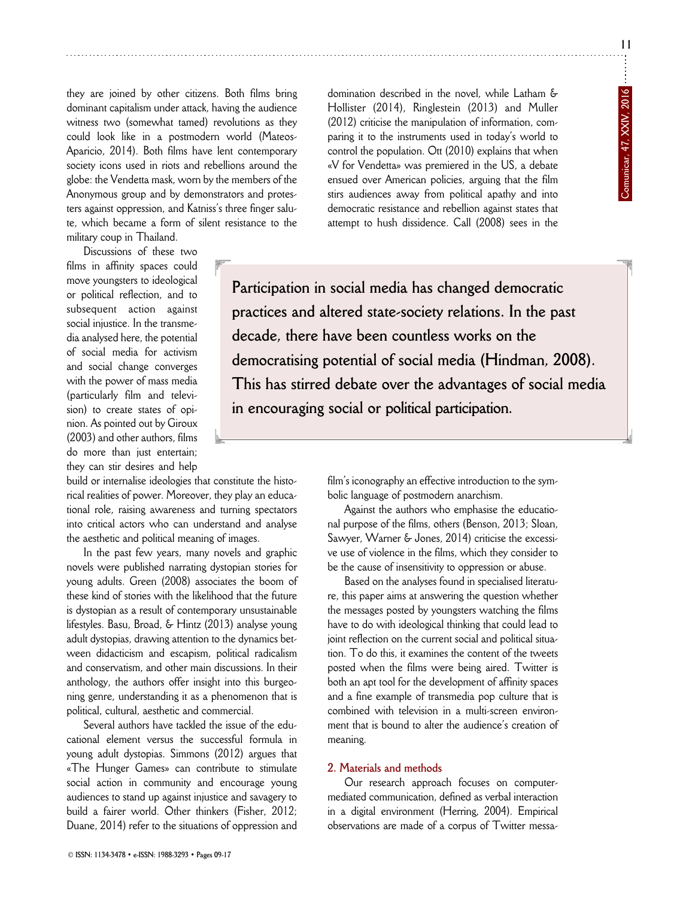they are joined by other citizens. Both films bring dominant capitalism under attack, having the audience witness two (somewhat tamed) revolutions as they could look like in a postmodern world (Mateos-Aparicio, 2014). Both films have lent contemporary society icons used in riots and rebellions around the globe: the Vendetta mask, worn by the members of the Anonymous group and by demonstrators and protesters against oppression, and Katniss's three finger salute, which became a form of silent resistance to the military coup in Thailand.

Discussions of these two films in affinity spaces could move youngsters to ideological or political reflection, and to subsequent action against social injustice. In the transmedia analysed here, the potential of social media for activism and social change converges with the power of mass media (particularly film and television) to create states of opinion. As pointed out by Giroux (2003) and other authors, films do more than just entertain; they can stir desires and help build or internalise ideologies that constitute the historical realities of power. Moreover, they play an educational role, raising awareness and turning spectators into critical actors who can understand and analyse the aesthetic and political meaning of images.

In the past few years, many novels and graphic novels were published narrating dystopian stories for young adults. Green (2008) associates the boom of these kind of stories with the likelihood that the future is dystopian as a result of contemporary unsustainable lifestyles. Basu, Broad, & Hintz (2013) analyse young adult dystopias, drawing attention to the dynamics between didacticism and escapism, political radicalism and conservatism, and other main discussions. In their anthology, the authors offer insight into this burgeoning genre, understanding it as a phenomenon that is political, cultural, aesthetic and commercial.

Several authors have tackled the issue of the educational element versus the successful formula in young adult dystopias. Simmons (2012) argues that «The Hunger Games» can contribute to stimulate social action in community and encourage young audiences to stand up against injustice and savagery to build a fairer world. Other thinkers (Fisher, 2012; Duane, 2014) refer to the situations of oppression and domination described in the novel, while Latham & Hollister (2014), Ringlestein (2013) and Muller (2012) criticise the manipulation of information, comparing it to the instruments used in today's world to control the population. Ott (2010) explains that when «V for Vendetta» was premiered in the US, a debate ensued over American policies, arguing that the film stirs audiences away from political apathy and into democratic resistance and rebellion against states that attempt to hush dissidence. Call (2008) sees in the film's iconography an effective introduction to the symbolic language of postmodern anarchism.

> **Participation in social media has changed democratic practices and altered state-society relations. In the past decade, there have been countless works on the democratising potential of social media (Hindman, 2008). This has stirred debate over the advantages of social media in encouraging social or political participation.**

Against the authors who emphasise the educational purpose of the films, others (Benson, 2013; Sloan, Sawyer, Warner & Jones, 2014) criticise the excessive use of violence in the films, which they consider to be the cause of insensitivity to oppression or abuse.

Based on the analyses found in specialised literature, this paper aims at answering the question whether the messages posted by youngsters watching the films have to do with ideological thinking that could lead to joint reflection on the current social and political situation. To do this, it examines the content of the tweets posted when the films were being aired. Twitter is both an apt tool for the development of affinity spaces and a fine example of transmedia pop culture that is combined with television in a multi-screen environment that is bound to alter the audience's creation of meaning.

## 2. Materials and methods

Our research approach focuses on computer-mediated communication, defined as verbal interaction in a digital environment (Herring, 2004). Empirical observations are made of a corpus of Twitter messa-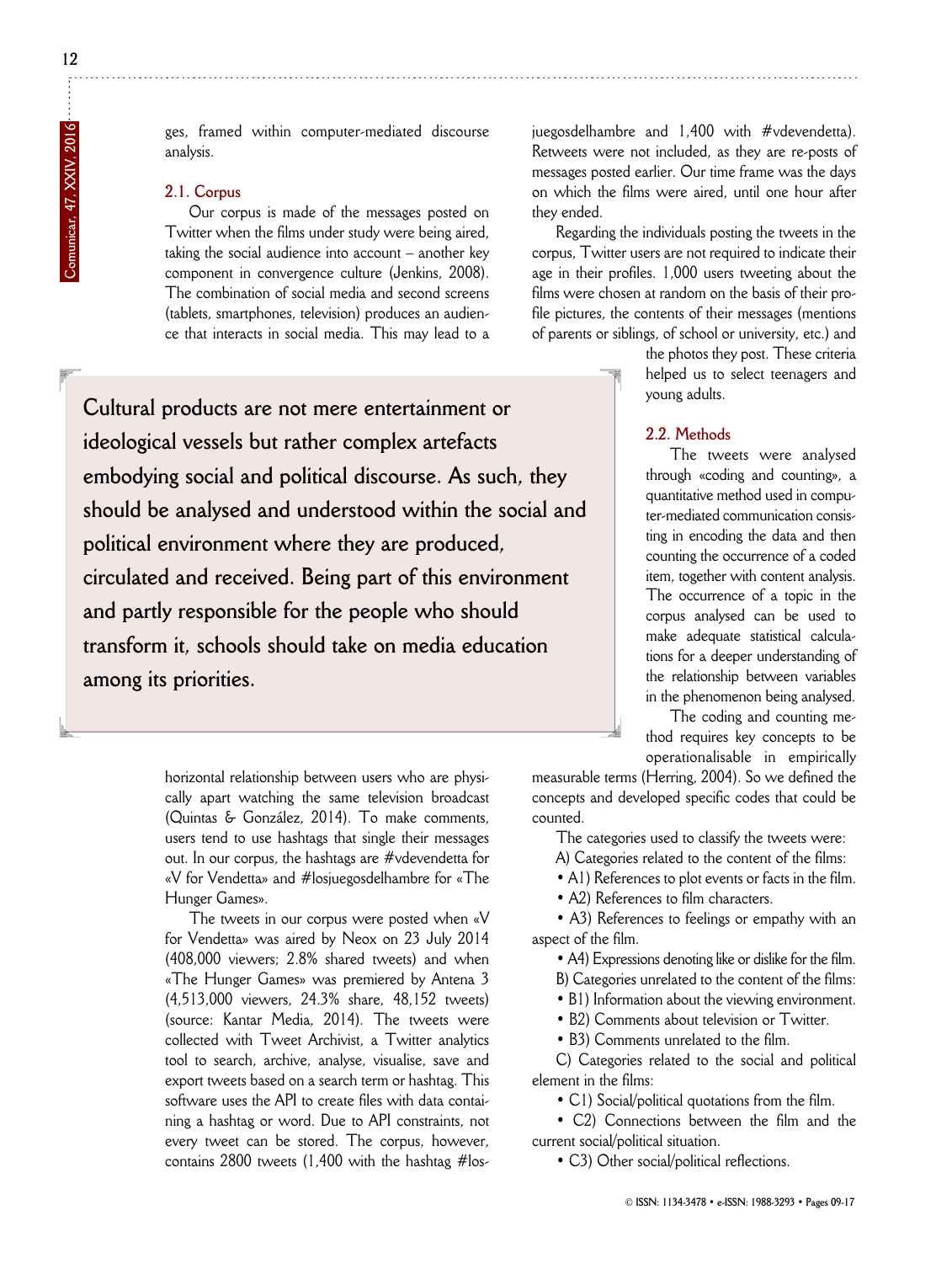ges, framed within computer-mediated discourse analysis.

### 2.1. Corpus

Our corpus is made of the messages posted on Twitter when the films under study were being aired, taking the social audience into account – another key component in convergence culture (Jenkins, 2008). The combination of social media and second screens (tablets, smartphones, television) produces an audience that interacts in social media. This may lead to a horizontal relationship between users who are physically apart watching the same television broadcast (Quintas & González, 2014). To make comments, users tend to use hashtags that single their messages out. In our corpus, the hashtags are #vdevendetta for «V for Vendetta» and #losjuegosdelhambre for «The Hunger Games».

The tweets in our corpus were posted when «V for Vendetta» was aired by Neox on 23 July 2014 (408,000 viewers; 2.8% shared tweets) and when «The Hunger Games» was premiered by Antena 3 (4,513,000 viewers, 24.3% share, 48,152 tweets) (source: Kantar Media, 2014). The tweets were collected with Tweet Archivist, a Twitter analytics tool to search, archive, analyse, visualise, save and export tweets based on a search term or hashtag. This software uses the API to create files with data containing a hashtag or word. Due to API constraints, not every tweet can be stored. The corpus, however, contains 2800 tweets (1,400 with the hashtag #losjuegosdelhambre and 1,400 with #vdevendetta). Retweets were not included, as they are re-posts of messages posted earlier. Our time frame was the days on which the films were aired, until one hour after they ended.

Regarding the individuals posting the tweets in the corpus, Twitter users are not required to indicate their age in their profiles. 1,000 users tweeting about the films were chosen at random on the basis of their profile pictures, the contents of their messages (mentions of parents or siblings, of school or university, etc.) and the photos they post. These criteria helped us to select teenagers and young adults.

**Cultural products are not mere entertainment or ideological vessels but rather complex artefacts embodying social and political discourse. As such, they should be analysed and understood within the social and political environment where they are produced, circulated and received. Being part of this environment and partly responsible for the people who should transform it, schools should take on media education among its priorities.**

### 2.2. Methods

The tweets were analysed through «coding and counting», a quantitative method used in computer-mediated communication consisting in encoding the data and then counting the occurrence of a coded item, together with content analysis. The occurrence of a topic in the corpus analysed can be used to make adequate statistical calculations for a deeper understanding of the relationship between variables in the phenomenon being analysed.

The coding and counting method requires key concepts to be operationalisable in empirically measurable terms (Herring, 2004). So we defined the concepts and developed specific codes that could be counted.

The categories used to classify the tweets were:

A) Categories related to the content of the films:

- A1) References to plot events or facts in the film.
- A2) References to film characters.
- A3) References to feelings or empathy with an aspect of the film.
- A4) Expressions denoting like or dislike for the film.

B) Categories unrelated to the content of the films:

- B1) Information about the viewing environment.
- B2) Comments about television or Twitter.
- B3) Comments unrelated to the film.

C) Categories related to the social and political element in the films:

- C1) Social/political quotations from the film.
- C2) Connections between the film and the current social/political situation.
- C3) Other social/political reflections.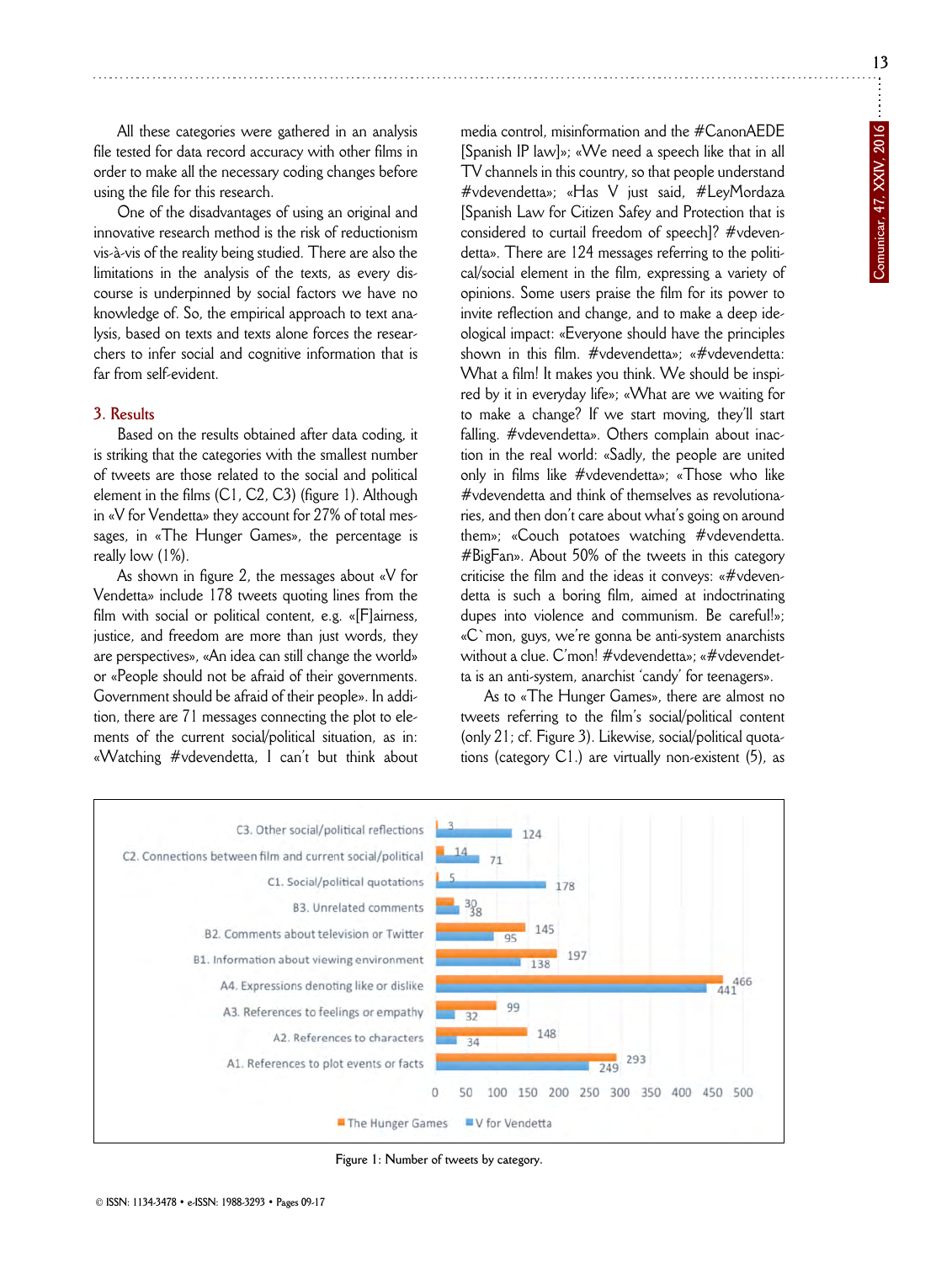All these categories were gathered in an analysis file tested for data record accuracy with other films in order to make all the necessary coding changes before using the file for this research.

One of the disadvantages of using an original and innovative research method is the risk of reductionism vis-à-vis of the reality being studied. There are also the limitations in the analysis of the texts, as every discourse is underpinned by social factors we have no knowledge of. So, the empirical approach to text analysis, based on texts and texts alone forces the researchers to infer social and cognitive information that is far from self-evident.

## 3. Results

Based on the results obtained after data coding, it is striking that the categories with the smallest number of tweets are those related to the social and political element in the films (C1, C2, C3) (figure 1). Although in «V for Vendetta» they account for 27% of total messages, in «The Hunger Games», the percentage is really low (1%).

As shown in figure 2, the messages about «V for Vendetta» include 178 tweets quoting lines from the film with social or political content, e.g. «[F]airness, justice, and freedom are more than just words, they are perspectives», «An idea can still change the world» or «People should not be afraid of their governments. Government should be afraid of their people». In addition, there are 71 messages connecting the plot to elements of the current social/political situation, as in: «Watching #vdevendetta, I can't but think about media control, misinformation and the #CanonAEDE [Spanish IP law]»; «We need a speech like that in all TV channels in this country, so that people understand #vdevendetta»; «Has V just said, #LeyMordaza [Spanish Law for Citizen Safey and Protection that is considered to curtail freedom of speech]? #vdevendetta». There are 124 messages referring to the political/social element in the film, expressing a variety of opinions. Some users praise the film for its power to invite reflection and change, and to make a deep ideological impact: «Everyone should have the principles shown in this film. #vdevendetta»; «#vdevendetta: What a film! It makes you think. We should be inspired by it in everyday life»; «What are we waiting for to make a change? If we start moving, they'll start falling. #vdevendetta». Others complain about inaction in the real world: «Sadly, the people are united only in films like #vdevendetta»; «Those who like #vdevendetta and think of themselves as revolutionaries, and then don't care about what's going on around them»; «Couch potatoes watching #vdevendetta. #BigFan». About 50% of the tweets in this category criticise the film and the ideas it conveys: «#vdevendetta is such a boring film, aimed at indoctrinating dupes into violence and communism. Be careful!»; «C`mon, guys, we're gonna be anti-system anarchists without a clue. C'mon! #vdevendetta»; «#vdevendetta is an anti-system, anarchist 'candy' for teenagers».

As to «The Hunger Games», there are almost no tweets referring to the film's social/political content (only 21; cf. Figure 3). Likewise, social/political quotations (category C1.) are virtually non-existent (5), as

| Category | The Hunger Games | V for Vendetta |
|---|---|---|
| C3. Other social/political reflections | 3 | 124 |
| C2. Connections between film and current social/political | 14 | 71 |
| C1. Social/political quotations | 5 | 178 |
| B3. Unrelated comments | 30 | 38 |
| B2. Comments about television or Twitter | 145 | 95 |
| B1. Information about viewing environment | 197 | 138 |
| A4. Expressions denoting like or dislike | 466 | 441 |
| A3. References to feelings or empathy | 99 | 32 |
| A2. References to characters | 148 | 34 |
| A1. References to plot events or facts | 293 | 249 |

Figure 1: Number of tweets by category.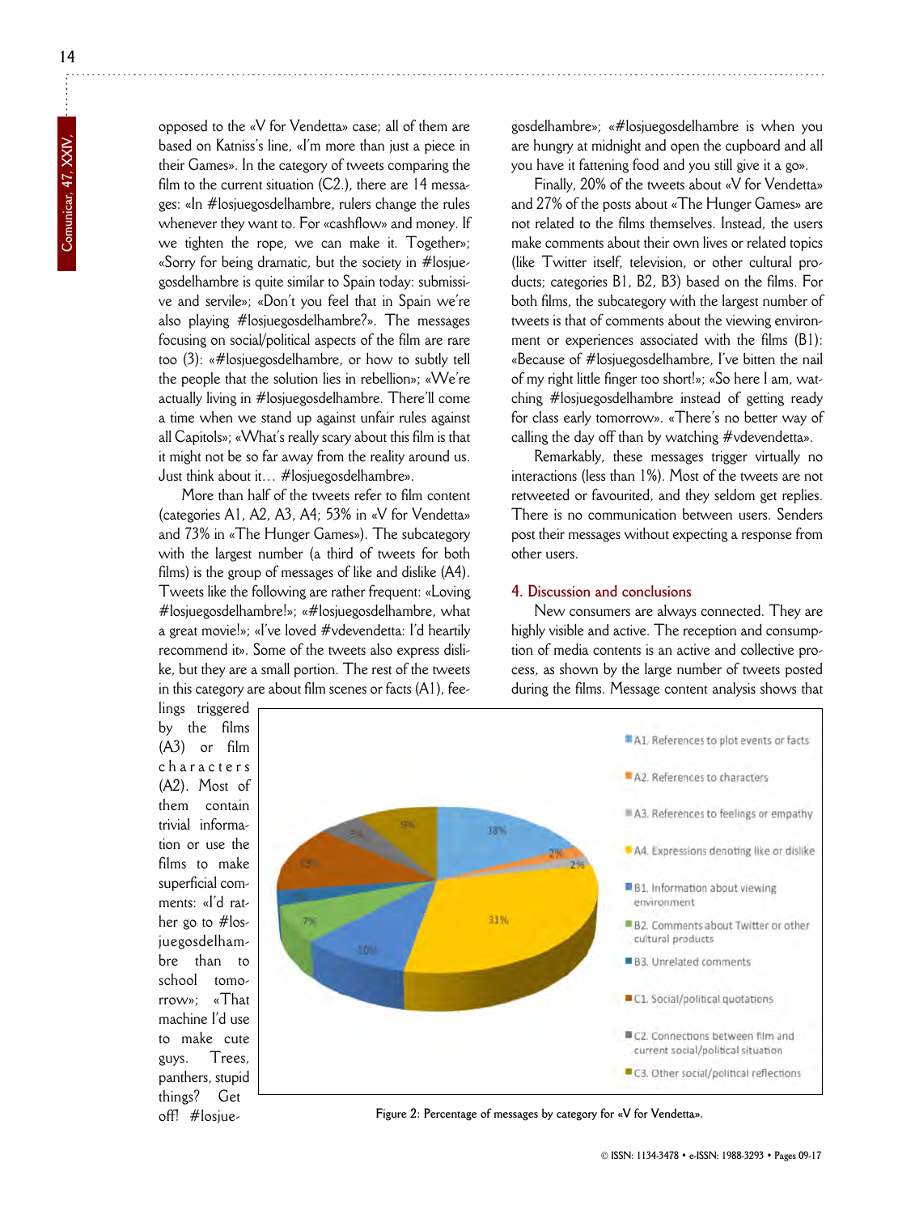opposed to the «V for Vendetta» case; all of them are based on Katniss's line, «I'm more than just a piece in their Games». In the category of tweets comparing the film to the current situation (C2.), there are 14 messages: «In #losjuegosdelhambre, rulers change the rules whenever they want to. For «cashflow» and money. If we tighten the rope, we can make it. Together»; «Sorry for being dramatic, but the society in #losjuegosdelhambre is quite similar to Spain today: submissive and servile»; «Don't you feel that in Spain we're also playing #losjuegosdelhambre?». The messages focusing on social/political aspects of the film are rare too (3): «#losjuegosdelhambre, or how to subtly tell the people that the solution lies in rebellion»; «We're actually living in #losjuegosdelhambre. There'll come a time when we stand up against unfair rules against all Capitols»; «What's really scary about this film is that it might not be so far away from the reality around us. Just think about it… #losjuegosdelhambre».

More than half of the tweets refer to film content (categories A1, A2, A3, A4; 53% in «V for Vendetta» and 73% in «The Hunger Games»). The subcategory with the largest number (a third of tweets for both films) is the group of messages of like and dislike (A4). Tweets like the following are rather frequent: «Loving #losjuegosdelhambre!»; «#losjuegosdelhambre, what a great movie!»; «I've loved #vdevendetta: I'd heartily recommend it». Some of the tweets also express dislike, but they are a small portion. The rest of the tweets in this category are about film scenes or facts (A1), feelings triggered by the films (A3) or film characters (A2). Most of them contain trivial information or use the films to make superficial comments: «I'd rather go to #losjuegosdelhambre than to school tomorrow»; «That machine I'd use to make cute guys. Trees, panthers, stupid things? Get off! #losjuegosdelhambre»; «#losjuegosdelhambre is when you are hungry at midnight and open the cupboard and all you have it fattening food and you still give it a go».

Finally, 20% of the tweets about «V for Vendetta» and 27% of the posts about «The Hunger Games» are not related to the films themselves. Instead, the users make comments about their own lives or related topics (like Twitter itself, television, or other cultural products; categories B1, B2, B3) based on the films. For both films, the subcategory with the largest number of tweets is that of comments about the viewing environment or experiences associated with the films (B1): «Because of #losjuegosdelhambre, I've bitten the nail of my right little finger too short!»; «So here I am, watching #losjuegosdelhambre instead of getting ready for class early tomorrow». «There's no better way of calling the day off than by watching #vdevendetta».

Remarkably, these messages trigger virtually no interactions (less than 1%). Most of the tweets are not retweeted or favourited, and they seldom get replies. There is no communication between users. Senders post their messages without expecting a response from other users.

## 4. Discussion and conclusions

New consumers are always connected. They are highly visible and active. The reception and consumption of media contents is an active and collective process, as shown by the large number of tweets posted during the films. Message content analysis shows that

Figure 2: Percentage of messages by category for «V for Vendetta».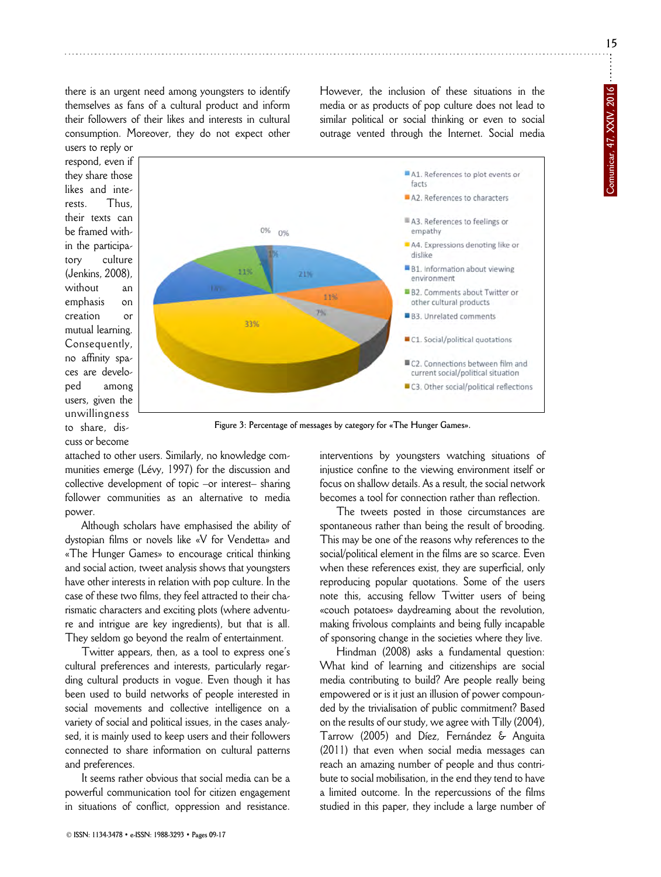there is an urgent need among youngsters to identify themselves as fans of a cultural product and inform their followers of their likes and interests in cultural consumption. Moreover, they do not expect other users to reply or respond, even if they share those likes and interests. Thus, their texts can be framed within the participatory culture (Jenkins, 2008), without an emphasis on creation or mutual learning. Consequently, no affinity spaces are developed among users, given the unwillingness to share, discuss or become attached to other users. Similarly, no knowledge communities emerge (Lévy, 1997) for the discussion and collective development of topic –or interest– sharing follower communities as an alternative to media power.

Although scholars have emphasised the ability of dystopian films or novels like «V for Vendetta» and «The Hunger Games» to encourage critical thinking and social action, tweet analysis shows that youngsters have other interests in relation with pop culture. In the case of these two films, they feel attracted to their charismatic characters and exciting plots (where adventure and intrigue are key ingredients), but that is all. They seldom go beyond the realm of entertainment.

Twitter appears, then, as a tool to express one's cultural preferences and interests, particularly regarding cultural products in vogue. Even though it has been used to build networks of people interested in social movements and collective intelligence on a variety of social and political issues, in the cases analysed, it is mainly used to keep users and their followers connected to share information on cultural patterns and preferences.

It seems rather obvious that social media can be a powerful communication tool for citizen engagement in situations of conflict, oppression and resistance. However, the inclusion of these situations in the media or as products of pop culture does not lead to similar political or social thinking or even to social outrage vented through the Internet. Social media interventions by youngsters watching situations of injustice confine to the viewing environment itself or focus on shallow details. As a result, the social network becomes a tool for connection rather than reflection.

Figure 3: Percentage of messages by category for «The Hunger Games».

The tweets posted in those circumstances are spontaneous rather than being the result of brooding. This may be one of the reasons why references to the social/political element in the films are so scarce. Even when these references exist, they are superficial, only reproducing popular quotations. Some of the users note this, accusing fellow Twitter users of being «couch potatoes» daydreaming about the revolution, making frivolous complaints and being fully incapable of sponsoring change in the societies where they live.

Hindman (2008) asks a fundamental question: What kind of learning and citizenships are social media contributing to build? Are people really being empowered or is it just an illusion of power compounded by the trivialisation of public commitment? Based on the results of our study, we agree with Tilly (2004), Tarrow (2005) and Díez, Fernández & Anguita (2011) that even when social media messages can reach an amazing number of people and thus contribute to social mobilisation, in the end they tend to have a limited outcome. In the repercussions of the films studied in this paper, they include a large number of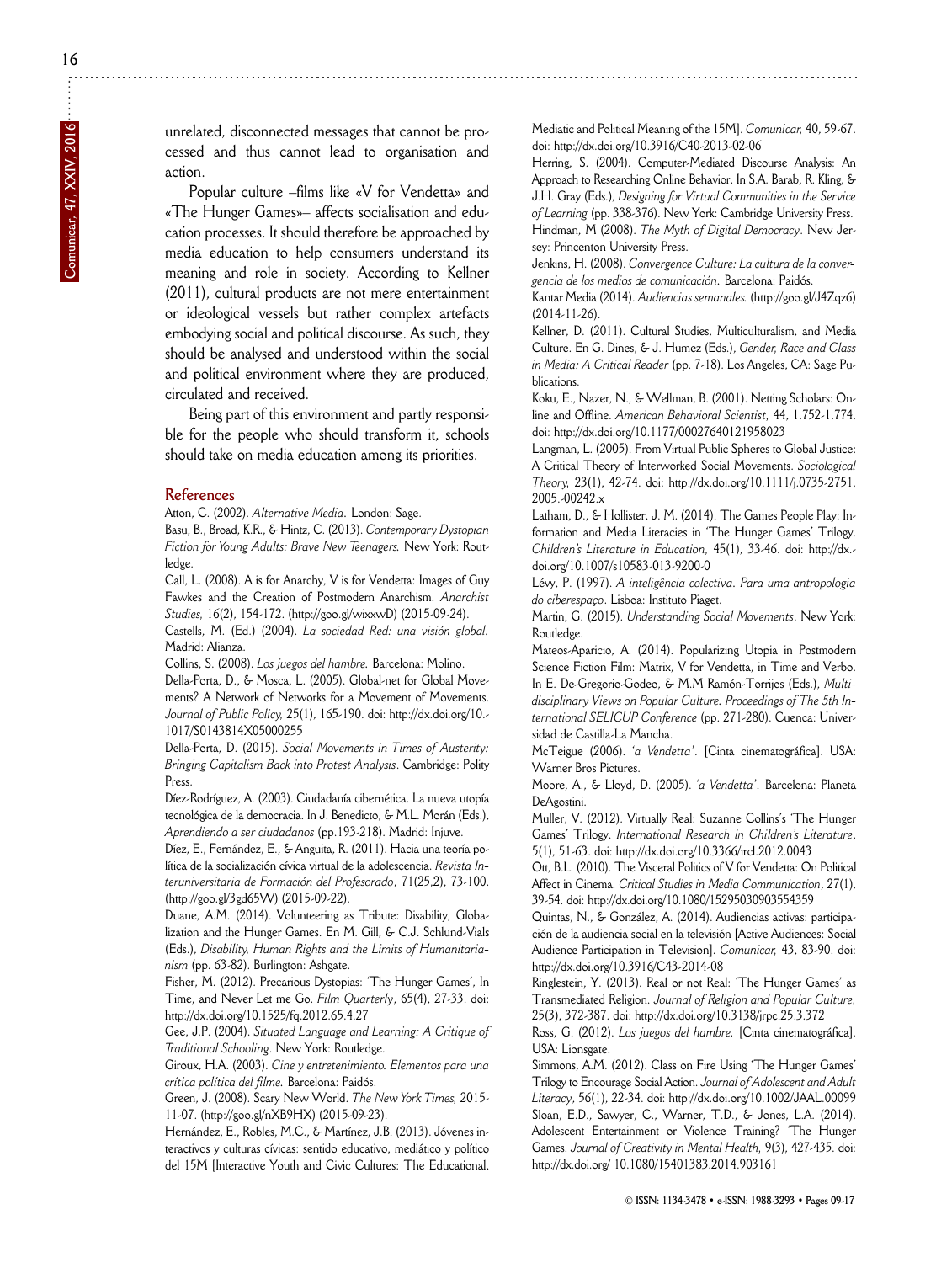unrelated, disconnected messages that cannot be processed and thus cannot lead to organisation and action.

Popular culture –films like «V for Vendetta» and «The Hunger Games»– affects socialisation and education processes. It should therefore be approached by media education to help consumers understand its meaning and role in society. According to Kellner (2011), cultural products are not mere entertainment or ideological vessels but rather complex artefacts embodying social and political discourse. As such, they should be analysed and understood within the social and political environment where they are produced, circulated and received.

Being part of this environment and partly responsible for the people who should transform it, schools should take on media education among its priorities.

## References

Atton, C. (2002). *Alternative Media*. London: Sage.

Basu, B., Broad, K.R., & Hintz, C. (2013). *Contemporary Dystopian Fiction for Young Adults: Brave New Teenagers.* New York: Routledge.

Call, L. (2008). A is for Anarchy, V is for Vendetta: Images of Guy Fawkes and the Creation of Postmodern Anarchism. *Anarchist Studies,* 16(2), 154-172. (http://goo.gl/wixxwD) (2015-09-24).

Castells, M. (Ed.) (2004). *La sociedad Red: una visión global*. Madrid: Alianza.

Collins, S. (2008). *Los juegos del hambre.* Barcelona: Molino.

Della-Porta, D., & Mosca, L. (2005). Global-net for Global Movements? A Network of Networks for a Movement of Movements. *Journal of Public Policy,* 25(1), 165-190. doi: http://dx.doi.org/10.1017/S0143814X05000255

Della-Porta, D. (2015). *Social Movements in Times of Austerity: Bringing Capitalism Back into Protest Analysis*. Cambridge: Polity Press.

Díez-Rodríguez, A. (2003). Ciudadanía cibernética. La nueva utopía tecnológica de la democracia. In J. Benedicto, & M.L. Morán (Eds.), *Aprendiendo a ser ciudadanos* (pp.193-218). Madrid: Injuve.

Díez, E., Fernández, E., & Anguita, R. (2011). Hacia una teoría política de la socialización cívica virtual de la adolescencia. *Revista Interuniversitaria de Formación del Profesorado*, 71(25,2), 73-100. (http://goo.gl/3gd65W) (2015-09-22).

Duane, A.M. (2014). Volunteering as Tribute: Disability, Globalization and the Hunger Games. En M. Gill, & C.J. Schlund-Vials (Eds.), *Disability, Human Rights and the Limits of Humanitarianism* (pp. 63-82). Burlington: Ashgate.

Fisher, M. (2012). Precarious Dystopias: 'The Hunger Games', In Time, and Never Let me Go. *Film Quarterly*, 65(4), 27-33. doi: http://dx.doi.org/10.1525/fq.2012.65.4.27

Gee, J.P. (2004). *Situated Language and Learning: A Critique of Traditional Schooling*. New York: Routledge.

Giroux, H.A. (2003). *Cine y entretenimiento. Elementos para una crítica política del filme.* Barcelona: Paidós.

Green, J. (2008). Scary New World. *The New York Times,* 2015-11-07. (http://goo.gl/nXB9HX) (2015-09-23).

Hernández, E., Robles, M.C., & Martínez, J.B. (2013). Jóvenes interactivos y culturas cívicas: sentido educativo, mediático y político del 15M [Interactive Youth and Civic Cultures: The Educational, Mediatic and Political Meaning of the 15M]. *Comunicar,* 40, 59-67. doi: http://dx.doi.org/10.3916/C40-2013-02-06

Herring, S. (2004). Computer-Mediated Discourse Analysis: An Approach to Researching Online Behavior. In S.A. Barab, R. Kling, & J.H. Gray (Eds.), *Designing for Virtual Communities in the Service of Learning* (pp. 338-376). New York: Cambridge University Press.

Hindman, M (2008). *The Myth of Digital Democracy*. New Jersey: Princenton University Press.

Jenkins, H. (2008). *Convergence Culture: La cultura de la convergencia de los medios de comunicación*. Barcelona: Paidós.

Kantar Media (2014). *Audiencias semanales.* (http://goo.gl/J4Zqz6) (2014-11-26).

Kellner, D. (2011). Cultural Studies, Multiculturalism, and Media Culture. En G. Dines, & J. Humez (Eds.), *Gender, Race and Class in Media: A Critical Reader* (pp. 7-18). Los Angeles, CA: Sage Publications.

Koku, E., Nazer, N., & Wellman, B. (2001). Netting Scholars: Online and Offline. *American Behavioral Scientist*, 44, 1.752-1.774. doi: http://dx.doi.org/10.1177/00027640121958023

Langman, L. (2005). From Virtual Public Spheres to Global Justice: A Critical Theory of Interworked Social Movements. *Sociological Theory,* 23(1), 42-74. doi: http://dx.doi.org/10.1111/j.0735-2751.2005.00242.x

Latham, D., & Hollister, J. M. (2014). The Games People Play: Information and Media Literacies in 'The Hunger Games' Trilogy. *Children's Literature in Education*, 45(1), 33-46. doi: http://dx.doi.org/10.1007/s10583-013-9200-0

Lévy, P. (1997). *A inteligência colectiva. Para uma antropologia do ciberespaço*. Lisboa: Instituto Piaget.

Martin, G. (2015). *Understanding Social Movements*. New York: Routledge.

Mateos-Aparicio, A. (2014). Popularizing Utopia in Postmodern Science Fiction Film: Matrix, V for Vendetta, in Time and Verbo. In E. De-Gregorio-Godeo, & M.M Ramón-Torrijos (Eds.), *Multidisciplinary Views on Popular Culture. Proceedings of The 5th International SELICUP Conference* (pp. 271-280). Cuenca: Universidad de Castilla-La Mancha.

McTeigue (2006). *'a Vendetta'*. [Cinta cinematográfica]. USA: Warner Bros Pictures.

Moore, A., & Lloyd, D. (2005). *'a Vendetta'*. Barcelona: Planeta DeAgostini.

Muller, V. (2012). Virtually Real: Suzanne Collins's 'The Hunger Games' Trilogy. *International Research in Children's Literature*, 5(1), 51-63. doi: http://dx.doi.org/10.3366/ircl.2012.0043

Ott, B.L. (2010). The Visceral Politics of V for Vendetta: On Political Affect in Cinema. *Critical Studies in Media Communication*, 27(1), 39-54. doi: http://dx.doi.org/10.1080/15295030903554359

Quintas, N., & González, A. (2014). Audiencias activas: participación de la audiencia social en la televisión [Active Audiences: Social Audience Participation in Television]. *Comunicar,* 43, 83-90. doi: http://dx.doi.org/10.3916/C43-2014-08

Ringlestein, Y. (2013). Real or not Real: 'The Hunger Games' as Transmediated Religion. *Journal of Religion and Popular Culture,* 25(3), 372-387. doi: http://dx.doi.org/10.3138/jrpc.25.3.372

Ross, G. (2012). *Los juegos del hambre.* [Cinta cinematográfica]. USA: Lionsgate.

Simmons, A.M. (2012). Class on Fire Using 'The Hunger Games' Trilogy to Encourage Social Action. *Journal of Adolescent and Adult Literacy*, 56(1), 22-34. doi: http://dx.doi.org/10.1002/JAAL.00099

Sloan, E., Sawyer, C., Warner, T.D., & Jones, L.A. (2014). Adolescent Entertainment or Violence Training? 'The Hunger Games. *Journal of Creativity in Mental Health*, 9(3), 427-435. doi: http://dx.doi.org/ 10.1080/15401383.2014.903161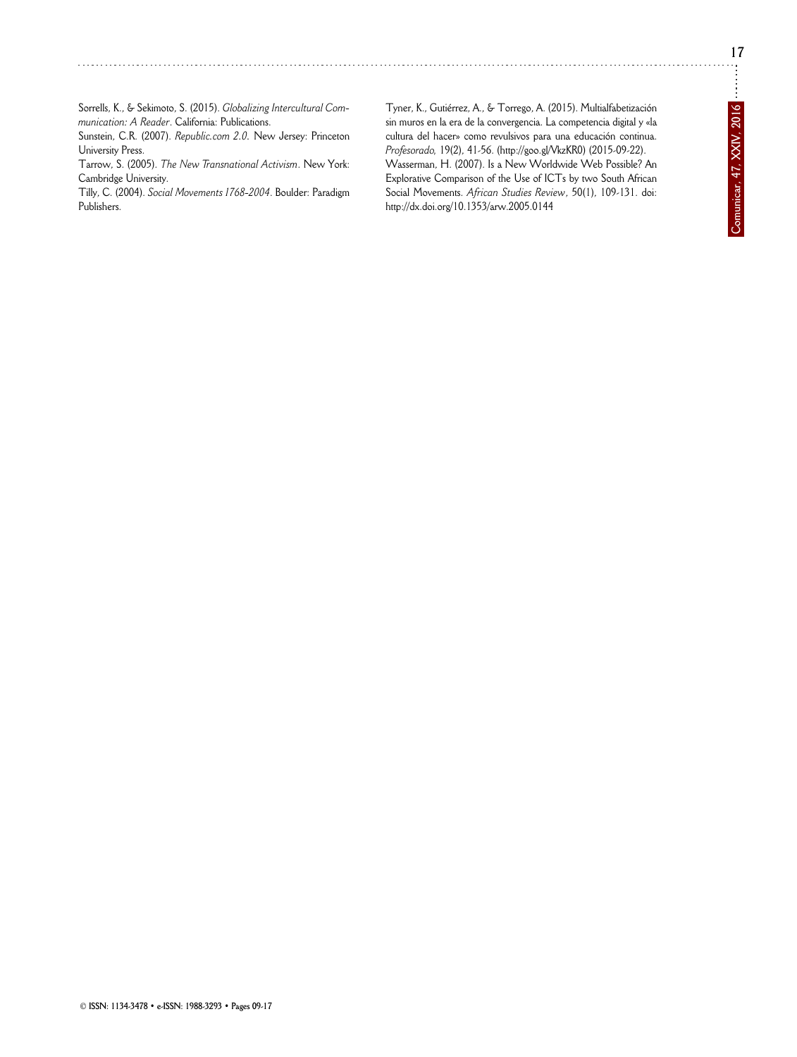Sorrells, K., & Sekimoto, S. (2015). *Globalizing Intercultural Communication: A Reader*. California: Publications.

Sunstein, C.R. (2007). *Republic.com 2.0*. New Jersey: Princeton University Press.

Tarrow, S. (2005). *The New Transnational Activism*. New York: Cambridge University.

Tilly, C. (2004). *Social Movements 1768-2004*. Boulder: Paradigm Publishers.

Tyner, K., Gutiérrez, A., & Torrego, A. (2015). Multialfabetización sin muros en la era de la convergencia. La competencia digital y «la cultura del hacer» como revulsivos para una educación continua. *Profesorado*, 19(2), 41-56. (http://goo.gl/VkzKR0) (2015-09-22).

Wasserman, H. (2007). Is a New Worldwide Web Possible? An Explorative Comparison of the Use of ICTs by two South African Social Movements. *African Studies Review*, 50(1), 109-131. doi: http://dx.doi.org/10.1353/arw.2005.0144